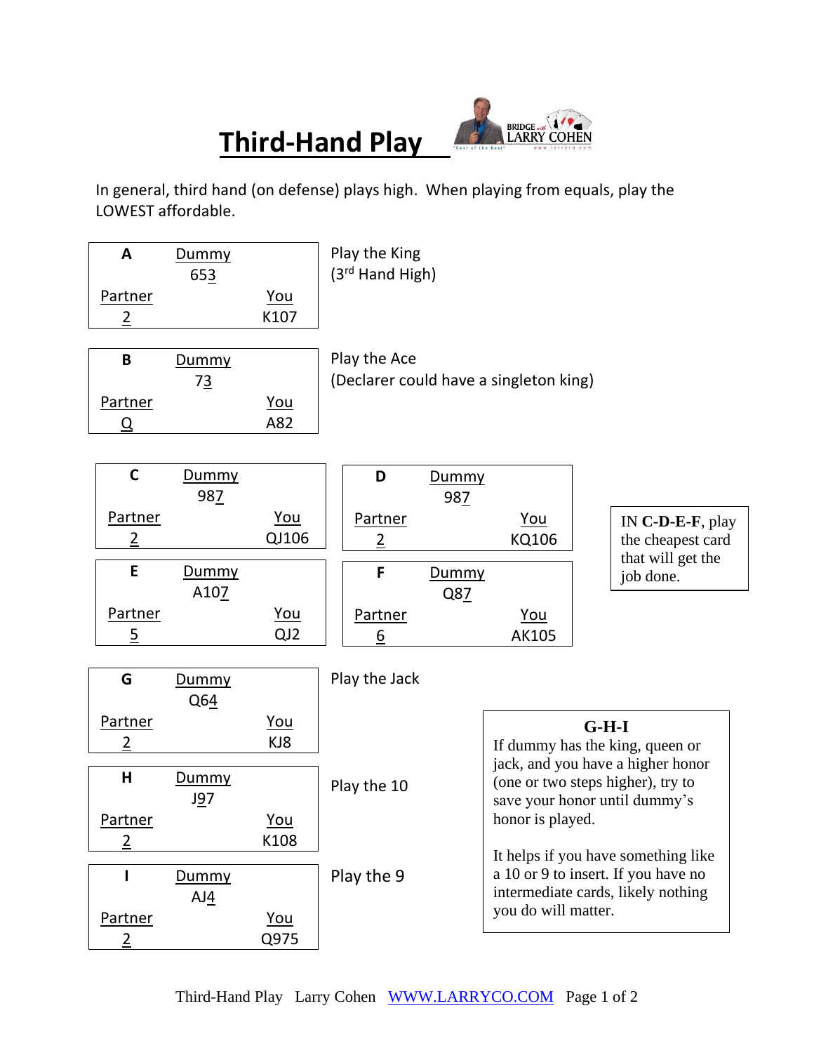# Third-Hand Play

In general, third hand (on defense) plays high. When playing from equals, play the LOWEST affordable.

**A**

| | | |
|---|---|---|
| | Dummy | |
| | 653 | |
| Partner | | You |
| 2 | | K107 |

Play the King
(3rd Hand High)

**B**

| | | |
|---|---|---|
| | Dummy | |
| | 73 | |
| Partner | | You |
| Q | | A82 |

Play the Ace
(Declarer could have a singleton king)

**C**

| | | |
|---|---|---|
| | Dummy | |
| | 987 | |
| Partner | | You |
| 2 | | QJ106 |

**D**

| | | |
|---|---|---|
| | Dummy | |
| | 987 | |
| Partner | | You |
| 2 | | KQ106 |

**E**

| | | |
|---|---|---|
| | Dummy | |
| | A107 | |
| Partner | | You |
| 5 | | QJ2 |

**F**

| | | |
|---|---|---|
| | Dummy | |
| | Q87 | |
| Partner | | You |
| 6 | | AK105 |

IN **C-D-E-F**, play the cheapest card that will get the job done.

**G**

| | | |
|---|---|---|
| | Dummy | |
| | Q64 | |
| Partner | | You |
| 2 | | KJ8 |

Play the Jack

**H**

| | | |
|---|---|---|
| | Dummy | |
| | J97 | |
| Partner | | You |
| 2 | | K108 |

Play the 10

**I**

| | | |
|---|---|---|
| | Dummy | |
| | AJ4 | |
| Partner | | You |
| 2 | | Q975 |

Play the 9

**G-H-I**

If dummy has the king, queen or jack, and you have a higher honor (one or two steps higher), try to save your honor until dummy's honor is played.

It helps if you have something like a 10 or 9 to insert. If you have no intermediate cards, likely nothing you do will matter.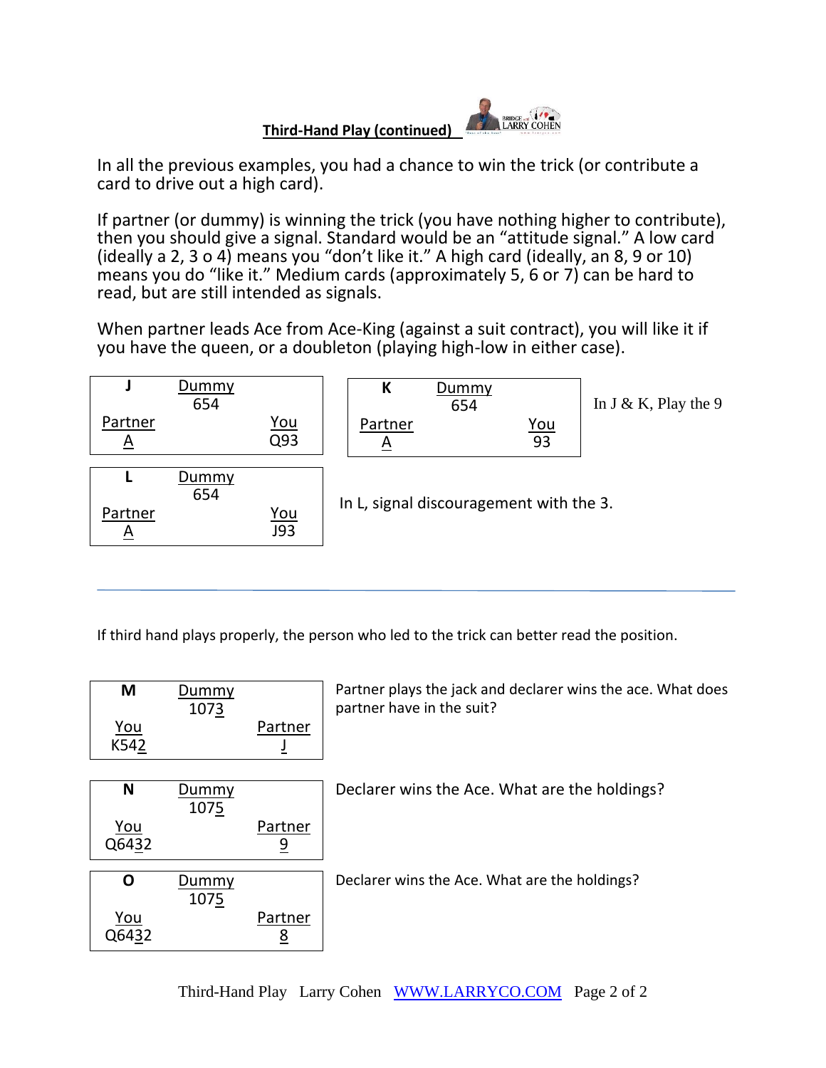**Third-Hand Play (continued)**

In all the previous examples, you had a chance to win the trick (or contribute a card to drive out a high card).

If partner (or dummy) is winning the trick (you have nothing higher to contribute), then you should give a signal. Standard would be an "attitude signal." A low card (ideally a 2, 3 o 4) means you "don't like it." A high card (ideally, an 8, 9 or 10) means you do "like it." Medium cards (approximately 5, 6 or 7) can be hard to read, but are still intended as signals.

When partner leads Ace from Ace-King (against a suit contract), you will like it if you have the queen, or a doubleton (playing high-low in either case).

**J**

| | | |
|---|---|---|
| | Dummy<br>654 | |
| Partner<br>A | | You<br>Q93 |

**K**

| | | |
|---|---|---|
| | Dummy<br>654 | |
| Partner<br>A | | You<br>93 |

In J & K, Play the 9

**L**

| | | |
|---|---|---|
| | Dummy<br>654 | |
| Partner<br>A | | You<br>J93 |

In L, signal discouragement with the 3.

---

If third hand plays properly, the person who led to the trick can better read the position.

**M**

| | | |
|---|---|---|
| | Dummy<br>1073 | |
| You<br>K542 | | Partner<br>J |

Partner plays the jack and declarer wins the ace. What does partner have in the suit?

**N**

| | | |
|---|---|---|
| | Dummy<br>1075 | |
| You<br>Q6432 | | Partner<br>9 |

Declarer wins the Ace. What are the holdings?

**O**

| | | |
|---|---|---|
| | Dummy<br>1075 | |
| You<br>Q6432 | | Partner<br>8 |

Declarer wins the Ace. What are the holdings?